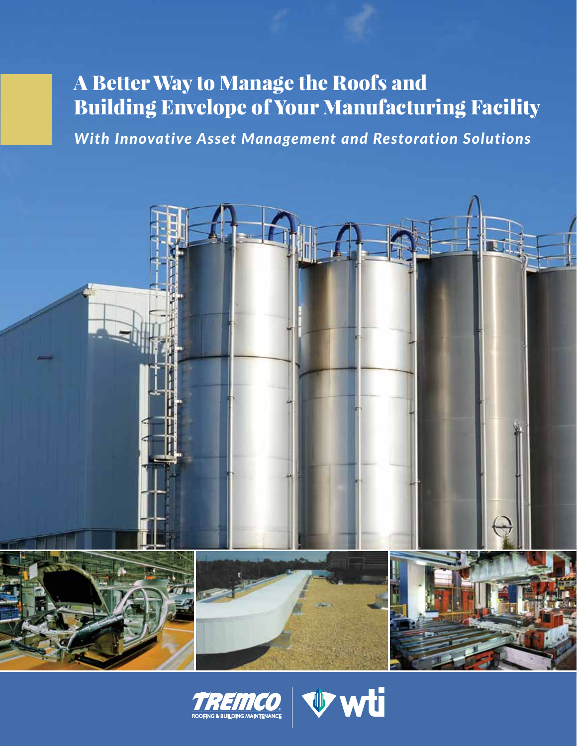# A Better Way to Manage the Roofs and Building Envelope of Your Manufacturing Facility

***With Innovative Asset Management and Restoration Solutions***

TREMCO ROOFING & BUILDING MAINTENANCE | wti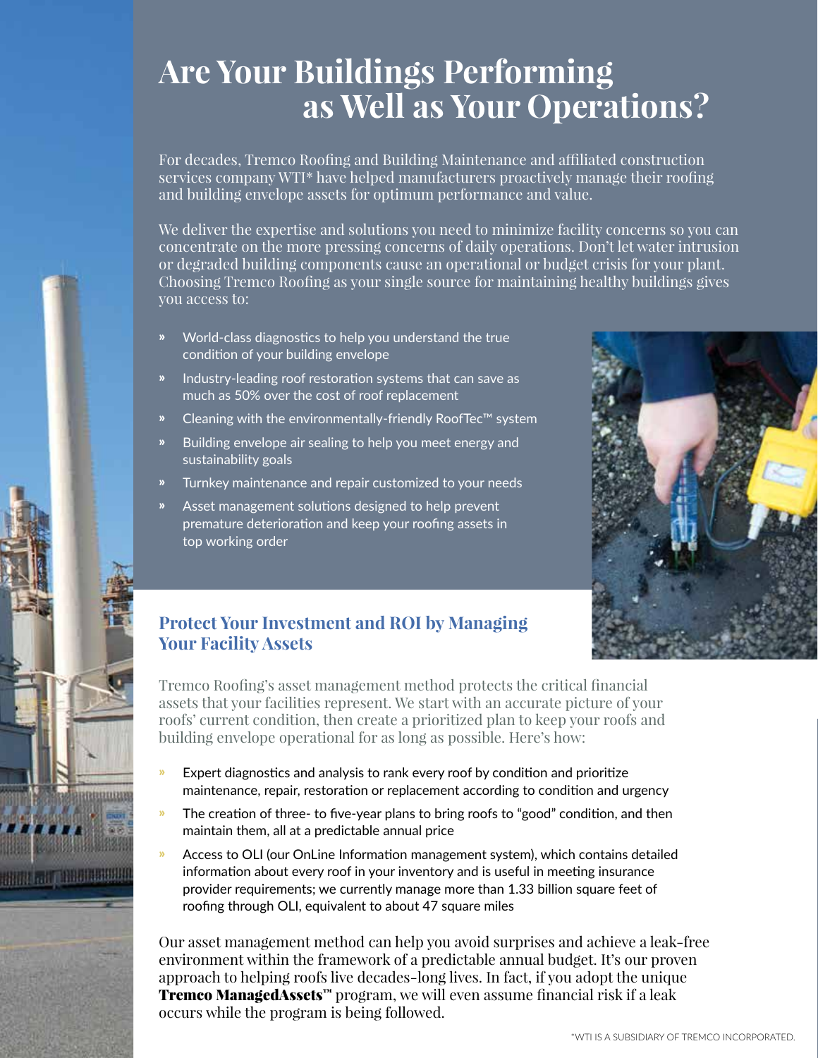# Are Your Buildings Performing as Well as Your Operations?

For decades, Tremco Roofing and Building Maintenance and affiliated construction services company WTI* have helped manufacturers proactively manage their roofing and building envelope assets for optimum performance and value.

We deliver the expertise and solutions you need to minimize facility concerns so you can concentrate on the more pressing concerns of daily operations. Don't let water intrusion or degraded building components cause an operational or budget crisis for your plant. Choosing Tremco Roofing as your single source for maintaining healthy buildings gives you access to:

- World-class diagnostics to help you understand the true condition of your building envelope
- Industry-leading roof restoration systems that can save as much as 50% over the cost of roof replacement
- Cleaning with the environmentally-friendly RoofTec™ system
- Building envelope air sealing to help you meet energy and sustainability goals
- Turnkey maintenance and repair customized to your needs
- Asset management solutions designed to help prevent premature deterioration and keep your roofing assets in top working order

## Protect Your Investment and ROI by Managing Your Facility Assets

Tremco Roofing's asset management method protects the critical financial assets that your facilities represent. We start with an accurate picture of your roofs' current condition, then create a prioritized plan to keep your roofs and building envelope operational for as long as possible. Here's how:

- Expert diagnostics and analysis to rank every roof by condition and prioritize maintenance, repair, restoration or replacement according to condition and urgency
- The creation of three- to five-year plans to bring roofs to "good" condition, and then maintain them, all at a predictable annual price
- Access to OLI (our OnLine Information management system), which contains detailed information about every roof in your inventory and is useful in meeting insurance provider requirements; we currently manage more than 1.33 billion square feet of roofing through OLI, equivalent to about 47 square miles

Our asset management method can help you avoid surprises and achieve a leak-free environment within the framework of a predictable annual budget. It's our proven approach to helping roofs live decades-long lives. In fact, if you adopt the unique **Tremco ManagedAssets™** program, we will even assume financial risk if a leak occurs while the program is being followed.

*WTI IS A SUBSIDIARY OF TREMCO INCORPORATED.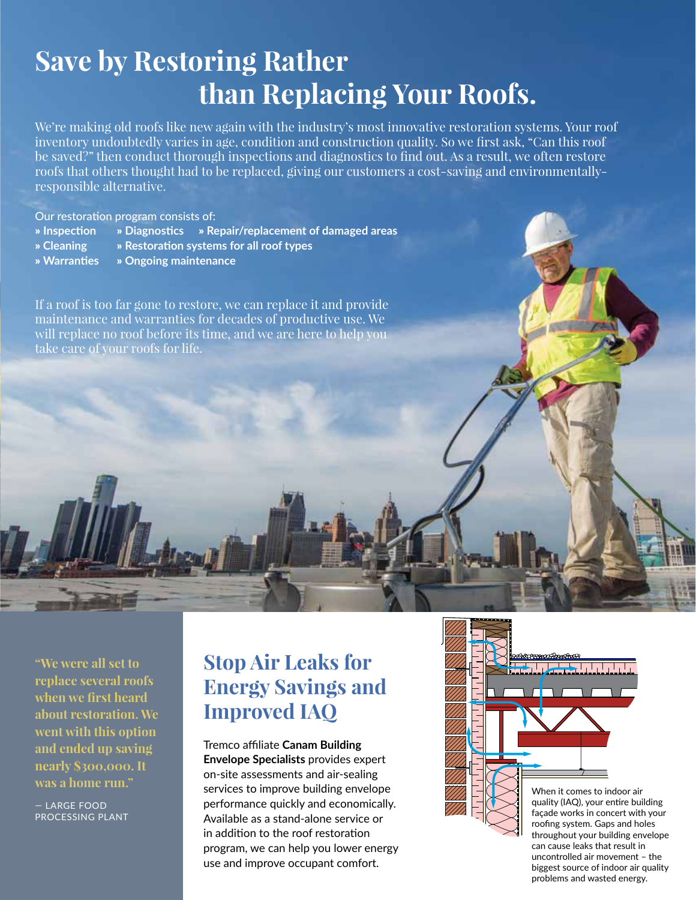# Save by Restoring Rather than Replacing Your Roofs.

We're making old roofs like new again with the industry's most innovative restoration systems. Your roof inventory undoubtedly varies in age, condition and construction quality. So we first ask, "Can this roof be saved?" then conduct thorough inspections and diagnostics to find out. As a result, we often restore roofs that others thought had to be replaced, giving our customers a cost-saving and environmentally-responsible alternative.

Our restoration program consists of:

- **Inspection**
- **Diagnostics**
- **Repair/replacement of damaged areas**
- **Cleaning**
- **Restoration systems for all roof types**
- **Warranties**
- **Ongoing maintenance**

If a roof is too far gone to restore, we can replace it and provide maintenance and warranties for decades of productive use. We will replace no roof before its time, and we are here to help you take care of your roofs for life.

**"We were all set to replace several roofs when we first heard about restoration. We went with this option and ended up saving nearly $300,000. It was a home run."**

— LARGE FOOD PROCESSING PLANT

## Stop Air Leaks for Energy Savings and Improved IAQ

Tremco affiliate **Canam Building Envelope Specialists** provides expert on-site assessments and air-sealing services to improve building envelope performance quickly and economically. Available as a stand-alone service or in addition to the roof restoration program, we can help you lower energy use and improve occupant comfort.

When it comes to indoor air quality (IAQ), your entire building façade works in concert with your roofing system. Gaps and holes throughout your building envelope can cause leaks that result in uncontrolled air movement – the biggest source of indoor air quality problems and wasted energy.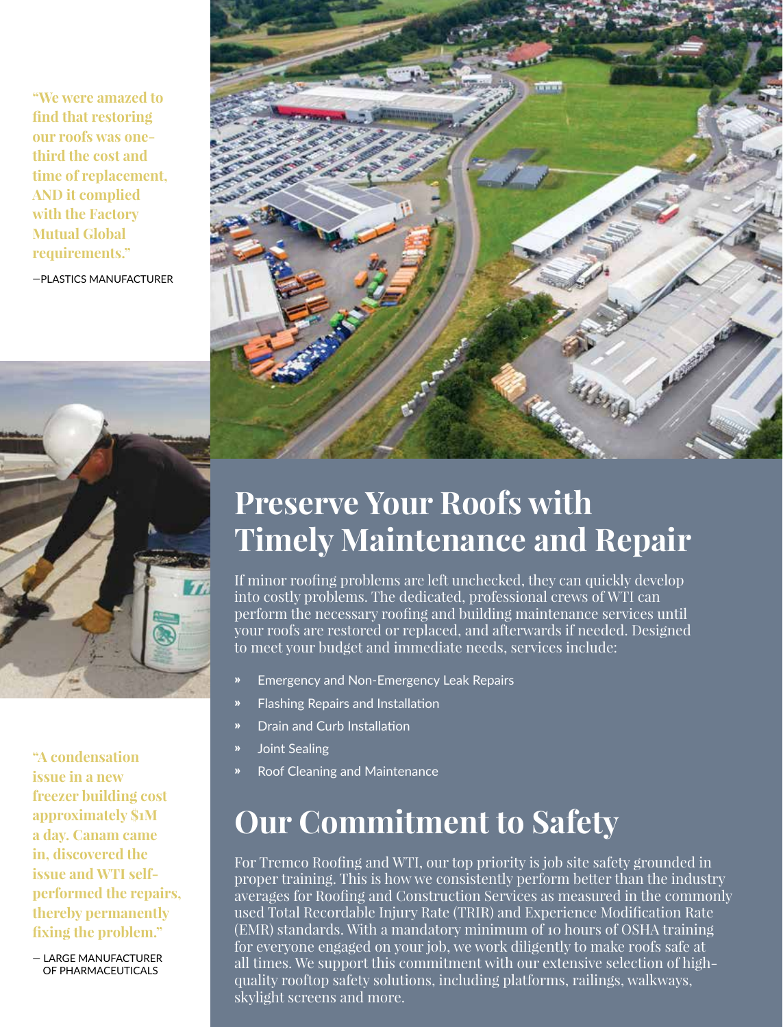**"We were amazed to find that restoring our roofs was one-third the cost and time of replacement, AND it complied with the Factory Mutual Global requirements."**

—PLASTICS MANUFACTURER

**"A condensation issue in a new freezer building cost approximately $1M a day. Canam came in, discovered the issue and WTI self-performed the repairs, thereby permanently fixing the problem."**

— LARGE MANUFACTURER OF PHARMACEUTICALS

# Preserve Your Roofs with Timely Maintenance and Repair

If minor roofing problems are left unchecked, they can quickly develop into costly problems. The dedicated, professional crews of WTI can perform the necessary roofing and building maintenance services until your roofs are restored or replaced, and afterwards if needed. Designed to meet your budget and immediate needs, services include:

- Emergency and Non-Emergency Leak Repairs
- Flashing Repairs and Installation
- Drain and Curb Installation
- Joint Sealing
- Roof Cleaning and Maintenance

# Our Commitment to Safety

For Tremco Roofing and WTI, our top priority is job site safety grounded in proper training. This is how we consistently perform better than the industry averages for Roofing and Construction Services as measured in the commonly used Total Recordable Injury Rate (TRIR) and Experience Modification Rate (EMR) standards. With a mandatory minimum of 10 hours of OSHA training for everyone engaged on your job, we work diligently to make roofs safe at all times. We support this commitment with our extensive selection of high-quality rooftop safety solutions, including platforms, railings, walkways, skylight screens and more.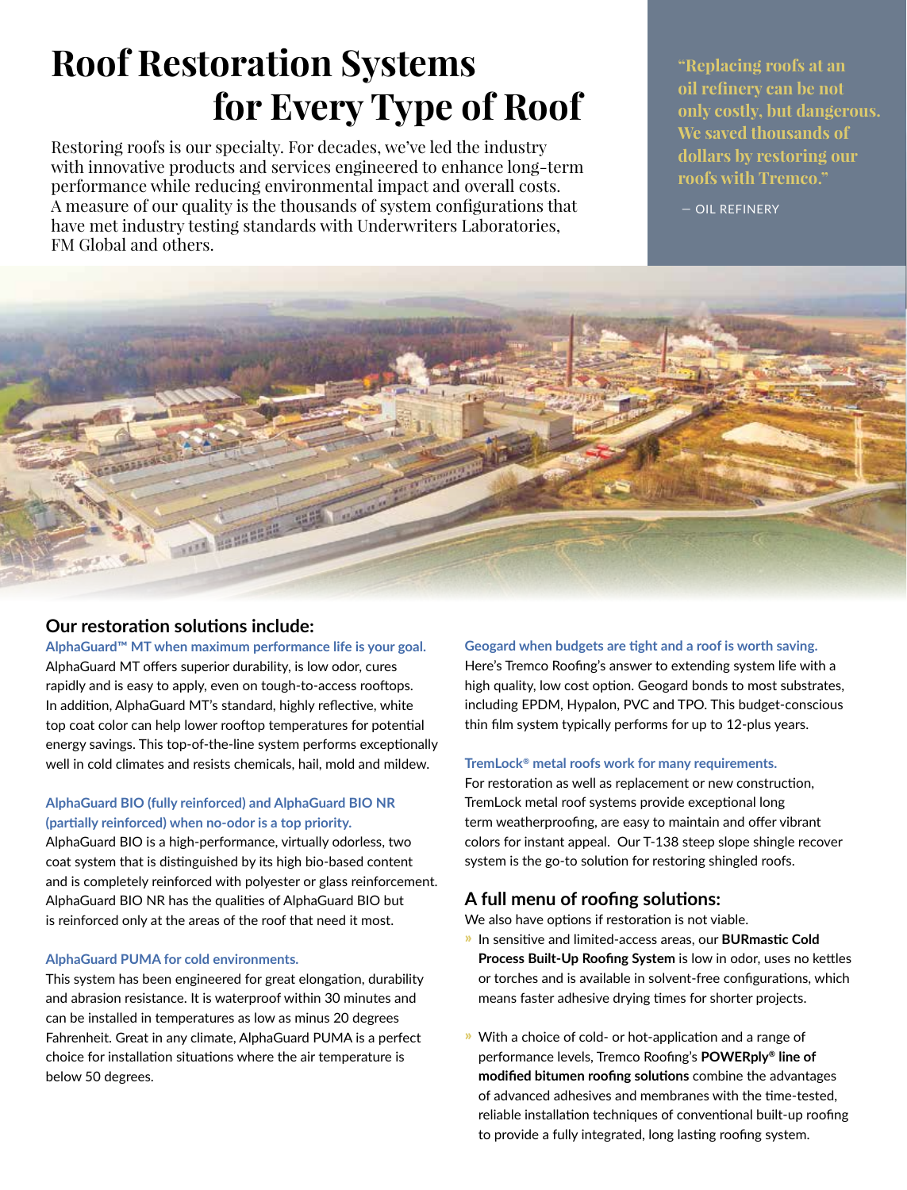# Roof Restoration Systems for Every Type of Roof

Restoring roofs is our specialty. For decades, we've led the industry with innovative products and services engineered to enhance long-term performance while reducing environmental impact and overall costs. A measure of our quality is the thousands of system configurations that have met industry testing standards with Underwriters Laboratories, FM Global and others.

> **"Replacing roofs at an oil refinery can be not only costly, but dangerous. We saved thousands of dollars by restoring our roofs with Tremco."**
>
> — OIL REFINERY

## Our restoration solutions include:

**AlphaGuard™ MT when maximum performance life is your goal.**
AlphaGuard MT offers superior durability, is low odor, cures rapidly and is easy to apply, even on tough-to-access rooftops. In addition, AlphaGuard MT's standard, highly reflective, white top coat color can help lower rooftop temperatures for potential energy savings. This top-of-the-line system performs exceptionally well in cold climates and resists chemicals, hail, mold and mildew.

**AlphaGuard BIO (fully reinforced) and AlphaGuard BIO NR (partially reinforced) when no-odor is a top priority.**
AlphaGuard BIO is a high-performance, virtually odorless, two coat system that is distinguished by its high bio-based content and is completely reinforced with polyester or glass reinforcement. AlphaGuard BIO NR has the qualities of AlphaGuard BIO but is reinforced only at the areas of the roof that need it most.

**AlphaGuard PUMA for cold environments.**
This system has been engineered for great elongation, durability and abrasion resistance. It is waterproof within 30 minutes and can be installed in temperatures as low as minus 20 degrees Fahrenheit. Great in any climate, AlphaGuard PUMA is a perfect choice for installation situations where the air temperature is below 50 degrees.

**Geogard when budgets are tight and a roof is worth saving.**
Here's Tremco Roofing's answer to extending system life with a high quality, low cost option. Geogard bonds to most substrates, including EPDM, Hypalon, PVC and TPO. This budget-conscious thin film system typically performs for up to 12-plus years.

**TremLock® metal roofs work for many requirements.**
For restoration as well as replacement or new construction, TremLock metal roof systems provide exceptional long term weatherproofing, are easy to maintain and offer vibrant colors for instant appeal. Our T-138 steep slope shingle recover system is the go-to solution for restoring shingled roofs.

## A full menu of roofing solutions:

We also have options if restoration is not viable.

- In sensitive and limited-access areas, our **BURmastic Cold Process Built-Up Roofing System** is low in odor, uses no kettles or torches and is available in solvent-free configurations, which means faster adhesive drying times for shorter projects.
- With a choice of cold- or hot-application and a range of performance levels, Tremco Roofing's **POWERply® line of modified bitumen roofing solutions** combine the advantages of advanced adhesives and membranes with the time-tested, reliable installation techniques of conventional built-up roofing to provide a fully integrated, long lasting roofing system.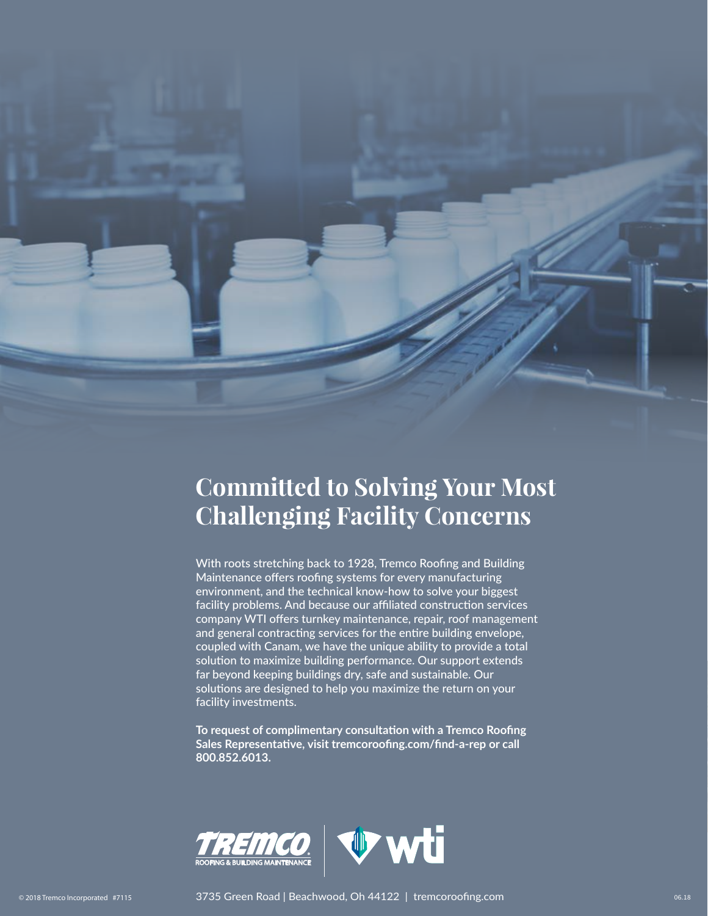# Committed to Solving Your Most Challenging Facility Concerns

With roots stretching back to 1928, Tremco Roofing and Building Maintenance offers roofing systems for every manufacturing environment, and the technical know-how to solve your biggest facility problems. And because our affiliated construction services company WTI offers turnkey maintenance, repair, roof management and general contracting services for the entire building envelope, coupled with Canam, we have the unique ability to provide a total solution to maximize building performance. Our support extends far beyond keeping buildings dry, safe and sustainable. Our solutions are designed to help you maximize the return on your facility investments.

**To request of complimentary consultation with a Tremco Roofing Sales Representative, visit tremcoroofing.com/find-a-rep or call 800.852.6013.**

TREMCO ROOFING & BUILDING MAINTENANCE | wti

© 2018 Tremco Incorporated #7115 3735 Green Road | Beachwood, Oh 44122 | tremcoroofing.com 06.18